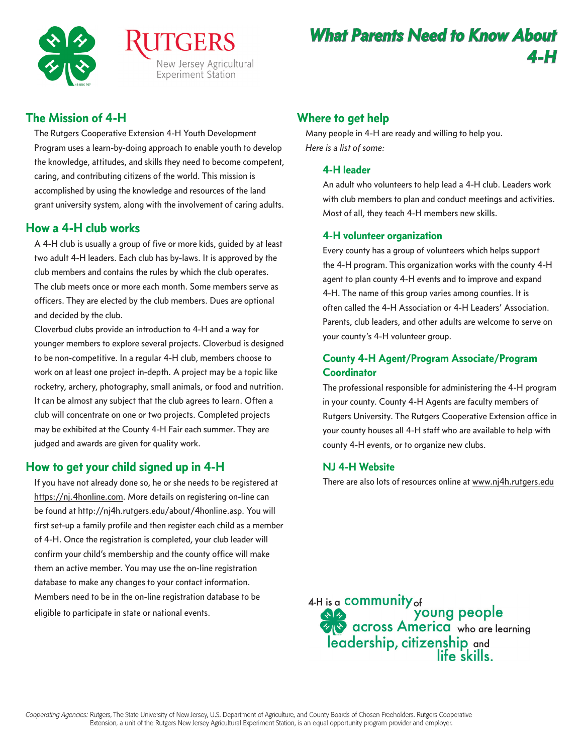# What Parents Need to Know About 4-H

Rutgers
New Jersey Agricultural Experiment Station

## The Mission of 4-H

The Rutgers Cooperative Extension 4-H Youth Development Program uses a learn-by-doing approach to enable youth to develop the knowledge, attitudes, and skills they need to become competent, caring, and contributing citizens of the world. This mission is accomplished by using the knowledge and resources of the land grant university system, along with the involvement of caring adults.

## How a 4-H club works

A 4-H club is usually a group of five or more kids, guided by at least two adult 4-H leaders. Each club has by-laws. It is approved by the club members and contains the rules by which the club operates. The club meets once or more each month. Some members serve as officers. They are elected by the club members. Dues are optional and decided by the club.

Cloverbud clubs provide an introduction to 4-H and a way for younger members to explore several projects. Cloverbud is designed to be non-competitive. In a regular 4-H club, members choose to work on at least one project in-depth. A project may be a topic like rocketry, archery, photography, small animals, or food and nutrition. It can be almost any subject that the club agrees to learn. Often a club will concentrate on one or two projects. Completed projects may be exhibited at the County 4-H Fair each summer. They are judged and awards are given for quality work.

## How to get your child signed up in 4-H

If you have not already done so, he or she needs to be registered at https://nj.4honline.com. More details on registering on-line can be found at http://nj4h.rutgers.edu/about/4honline.asp. You will first set-up a family profile and then register each child as a member of 4-H. Once the registration is completed, your club leader will confirm your child's membership and the county office will make them an active member. You may use the on-line registration database to make any changes to your contact information. Members need to be in the on-line registration database to be eligible to participate in state or national events.

## Where to get help

Many people in 4-H are ready and willing to help you.
*Here is a list of some:*

### 4-H leader

An adult who volunteers to help lead a 4-H club. Leaders work with club members to plan and conduct meetings and activities. Most of all, they teach 4-H members new skills.

### 4-H volunteer organization

Every county has a group of volunteers which helps support the 4-H program. This organization works with the county 4-H agent to plan county 4-H events and to improve and expand 4-H. The name of this group varies among counties. It is often called the 4-H Association or 4-H Leaders' Association. Parents, club leaders, and other adults are welcome to serve on your county's 4-H volunteer group.

### County 4-H Agent/Program Associate/Program Coordinator

The professional responsible for administering the 4-H program in your county. County 4-H Agents are faculty members of Rutgers University. The Rutgers Cooperative Extension office in your county houses all 4-H staff who are available to help with county 4-H events, or to organize new clubs.

### NJ 4-H Website

There are also lots of resources online at www.nj4h.rutgers.edu

4-H is a community of young people across America who are learning leadership, citizenship and life skills.

*Cooperating Agencies:* Rutgers, The State University of New Jersey, U.S. Department of Agriculture, and County Boards of Chosen Freeholders. Rutgers Cooperative Extension, a unit of the Rutgers New Jersey Agricultural Experiment Station, is an equal opportunity program provider and employer.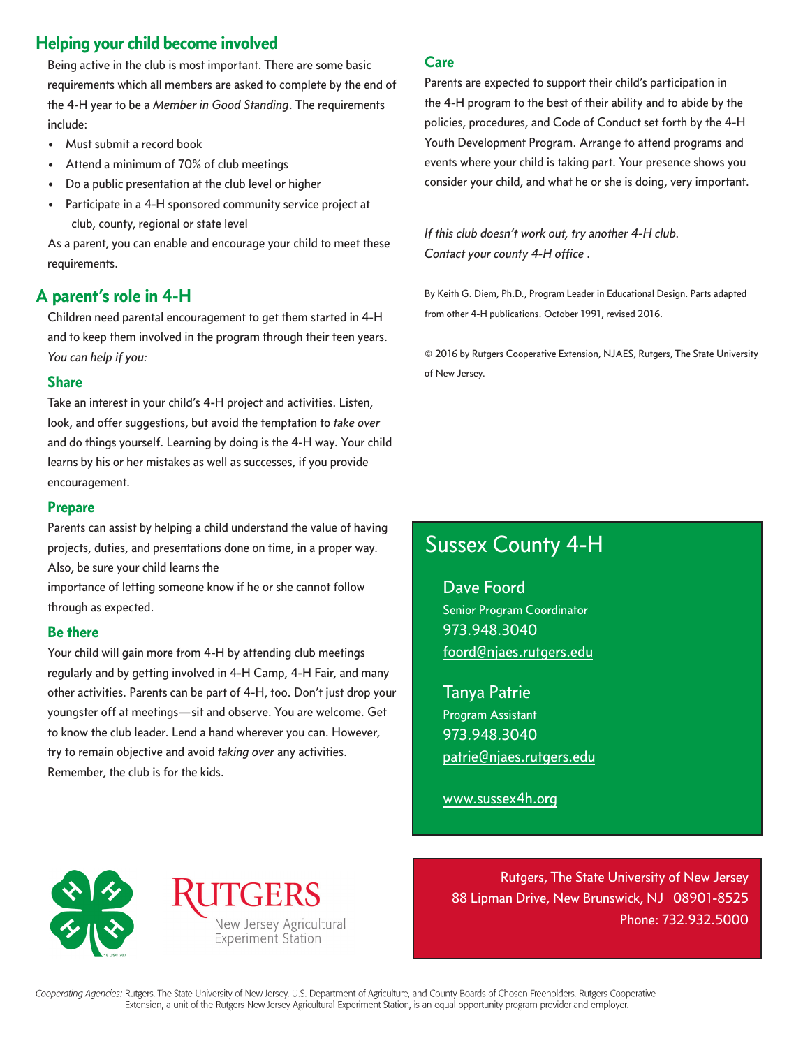## Helping your child become involved

Being active in the club is most important. There are some basic requirements which all members are asked to complete by the end of the 4-H year to be a *Member in Good Standing*. The requirements include:

- Must submit a record book
- Attend a minimum of 70% of club meetings
- Do a public presentation at the club level or higher
- Participate in a 4-H sponsored community service project at club, county, regional or state level

As a parent, you can enable and encourage your child to meet these requirements.

## A parent's role in 4-H

Children need parental encouragement to get them started in 4-H and to keep them involved in the program through their teen years. *You can help if you:*

### Share

Take an interest in your child's 4-H project and activities. Listen, look, and offer suggestions, but avoid the temptation to *take over* and do things yourself. Learning by doing is the 4-H way. Your child learns by his or her mistakes as well as successes, if you provide encouragement.

### Prepare

Parents can assist by helping a child understand the value of having projects, duties, and presentations done on time, in a proper way. Also, be sure your child learns the importance of letting someone know if he or she cannot follow through as expected.

### Be there

Your child will gain more from 4-H by attending club meetings regularly and by getting involved in 4-H Camp, 4-H Fair, and many other activities. Parents can be part of 4-H, too. Don't just drop your youngster off at meetings—sit and observe. You are welcome. Get to know the club leader. Lend a hand wherever you can. However, try to remain objective and avoid *taking over* any activities. Remember, the club is for the kids.

### Care

Parents are expected to support their child's participation in the 4-H program to the best of their ability and to abide by the policies, procedures, and Code of Conduct set forth by the 4-H Youth Development Program. Arrange to attend programs and events where your child is taking part. Your presence shows you consider your child, and what he or she is doing, very important.

*If this club doesn't work out, try another 4-H club. Contact your county 4-H office .*

By Keith G. Diem, Ph.D., Program Leader in Educational Design. Parts adapted from other 4-H publications. October 1991, revised 2016.

© 2016 by Rutgers Cooperative Extension, NJAES, Rutgers, The State University of New Jersey.

## Sussex County 4-H

Dave Foord
Senior Program Coordinator
973.948.3040
foord@njaes.rutgers.edu

Tanya Patrie
Program Assistant
973.948.3040
patrie@njaes.rutgers.edu

www.sussex4h.org

RUTGERS
New Jersey Agricultural Experiment Station

Rutgers, The State University of New Jersey
88 Lipman Drive, New Brunswick, NJ 08901-8525
Phone: 732.932.5000

*Cooperating Agencies:* Rutgers, The State University of New Jersey, U.S. Department of Agriculture, and County Boards of Chosen Freeholders. Rutgers Cooperative Extension, a unit of the Rutgers New Jersey Agricultural Experiment Station, is an equal opportunity program provider and employer.